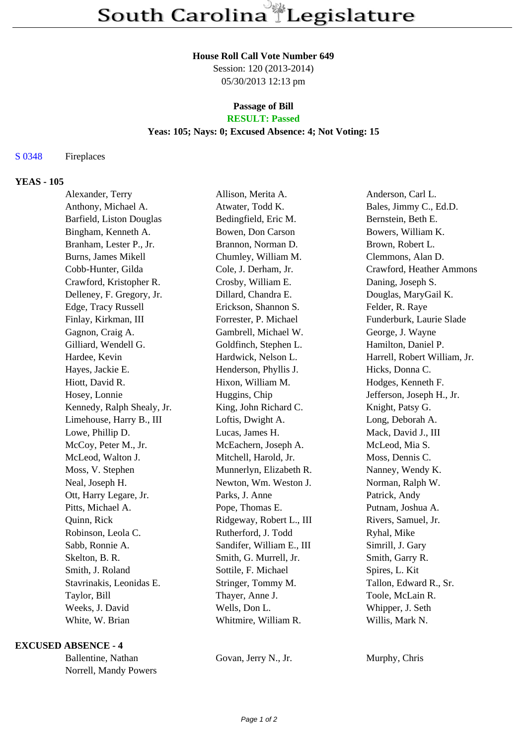# South Carolina Legislature

**House Roll Call Vote Number 649**
Session: 120 (2013-2014)
05/30/2013 12:13 pm

**Passage of Bill**
**RESULT: Passed**
**Yeas: 105; Nays: 0; Excused Absence: 4; Not Voting: 15**

S 0348 Fireplaces

**YEAS - 105**

| | | |
|---|---|---|
| Alexander, Terry | Allison, Merita A. | Anderson, Carl L. |
| Anthony, Michael A. | Atwater, Todd K. | Bales, Jimmy C., Ed.D. |
| Barfield, Liston Douglas | Bedingfield, Eric M. | Bernstein, Beth E. |
| Bingham, Kenneth A. | Bowen, Don Carson | Bowers, William K. |
| Branham, Lester P., Jr. | Brannon, Norman D. | Brown, Robert L. |
| Burns, James Mikell | Chumley, William M. | Clemmons, Alan D. |
| Cobb-Hunter, Gilda | Cole, J. Derham, Jr. | Crawford, Heather Ammons |
| Crawford, Kristopher R. | Crosby, William E. | Daning, Joseph S. |
| Delleney, F. Gregory, Jr. | Dillard, Chandra E. | Douglas, MaryGail K. |
| Edge, Tracy Russell | Erickson, Shannon S. | Felder, R. Raye |
| Finlay, Kirkman, III | Forrester, P. Michael | Funderburk, Laurie Slade |
| Gagnon, Craig A. | Gambrell, Michael W. | George, J. Wayne |
| Gilliard, Wendell G. | Goldfinch, Stephen L. | Hamilton, Daniel P. |
| Hardee, Kevin | Hardwick, Nelson L. | Harrell, Robert William, Jr. |
| Hayes, Jackie E. | Henderson, Phyllis J. | Hicks, Donna C. |
| Hiott, David R. | Hixon, William M. | Hodges, Kenneth F. |
| Hosey, Lonnie | Huggins, Chip | Jefferson, Joseph H., Jr. |
| Kennedy, Ralph Shealy, Jr. | King, John Richard C. | Knight, Patsy G. |
| Limehouse, Harry B., III | Loftis, Dwight A. | Long, Deborah A. |
| Lowe, Phillip D. | Lucas, James H. | Mack, David J., III |
| McCoy, Peter M., Jr. | McEachern, Joseph A. | McLeod, Mia S. |
| McLeod, Walton J. | Mitchell, Harold, Jr. | Moss, Dennis C. |
| Moss, V. Stephen | Munnerlyn, Elizabeth R. | Nanney, Wendy K. |
| Neal, Joseph H. | Newton, Wm. Weston J. | Norman, Ralph W. |
| Ott, Harry Legare, Jr. | Parks, J. Anne | Patrick, Andy |
| Pitts, Michael A. | Pope, Thomas E. | Putnam, Joshua A. |
| Quinn, Rick | Ridgeway, Robert L., III | Rivers, Samuel, Jr. |
| Robinson, Leola C. | Rutherford, J. Todd | Ryhal, Mike |
| Sabb, Ronnie A. | Sandifer, William E., III | Simrill, J. Gary |
| Skelton, B. R. | Smith, G. Murrell, Jr. | Smith, Garry R. |
| Smith, J. Roland | Sottile, F. Michael | Spires, L. Kit |
| Stavrinakis, Leonidas E. | Stringer, Tommy M. | Tallon, Edward R., Sr. |
| Taylor, Bill | Thayer, Anne J. | Toole, McLain R. |
| Weeks, J. David | Wells, Don L. | Whipper, J. Seth |
| White, W. Brian | Whitmire, William R. | Willis, Mark N. |

**EXCUSED ABSENCE - 4**

| | | |
|---|---|---|
| Ballentine, Nathan | Govan, Jerry N., Jr. | Murphy, Chris |
| Norrell, Mandy Powers | | |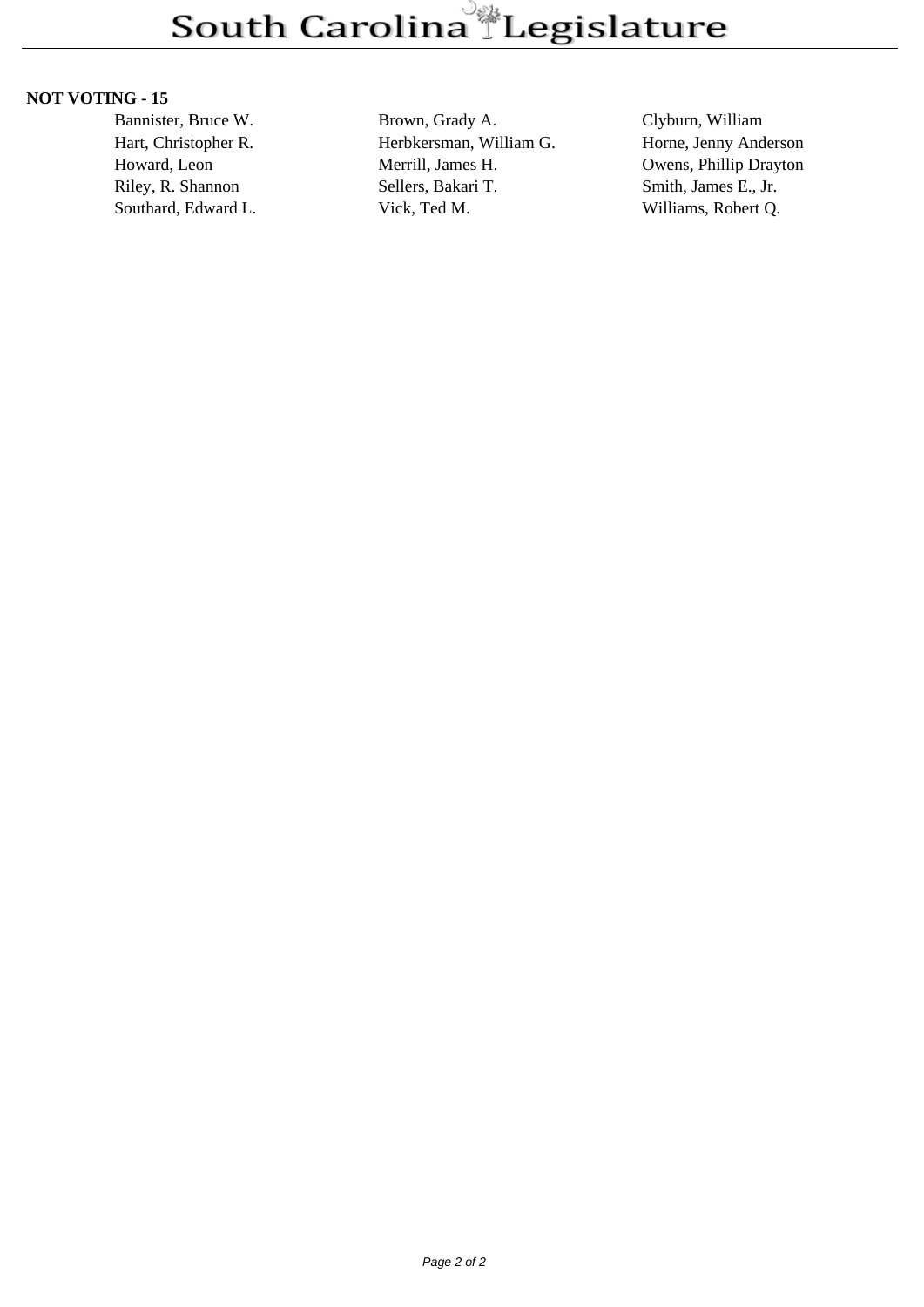**NOT VOTING - 15**

| | | |
|---|---|---|
| Bannister, Bruce W. | Brown, Grady A. | Clyburn, William |
| Hart, Christopher R. | Herbkersman, William G. | Horne, Jenny Anderson |
| Howard, Leon | Merrill, James H. | Owens, Phillip Drayton |
| Riley, R. Shannon | Sellers, Bakari T. | Smith, James E., Jr. |
| Southard, Edward L. | Vick, Ted M. | Williams, Robert Q. |